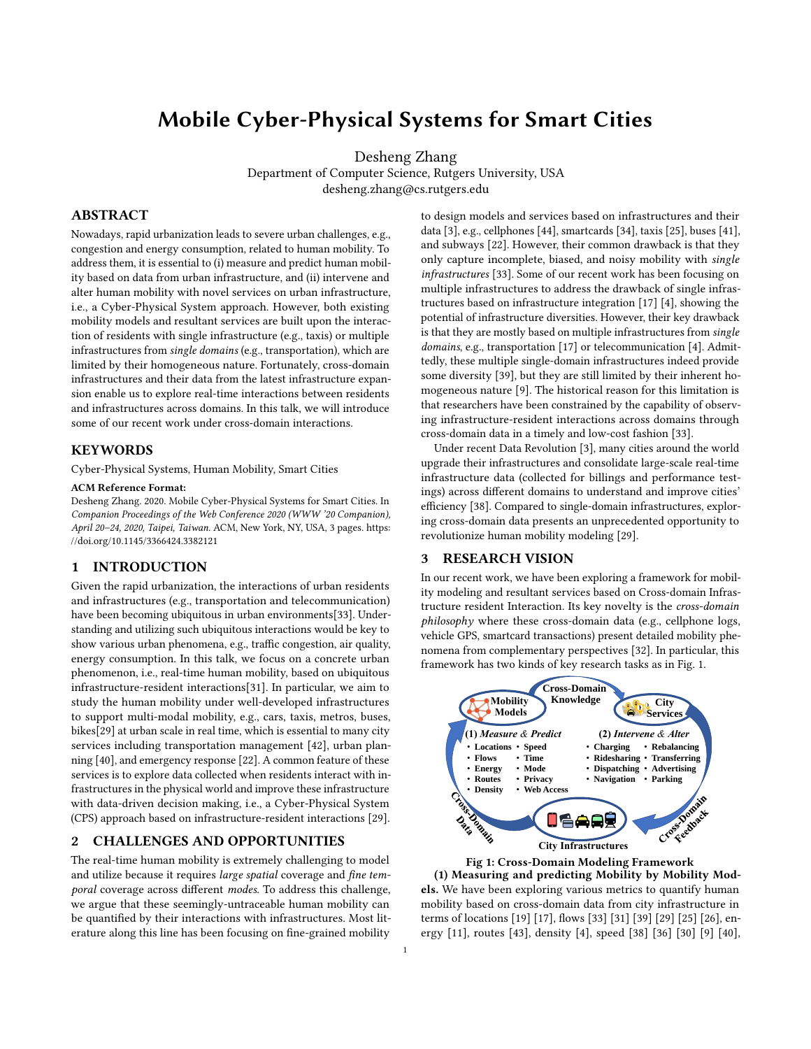# Mobile Cyber-Physical Systems for Smart Cities

Desheng Zhang
Department of Computer Science, Rutgers University, USA
desheng.zhang@cs.rutgers.edu

## ABSTRACT

Nowadays, rapid urbanization leads to severe urban challenges, e.g., congestion and energy consumption, related to human mobility. To address them, it is essential to (i) measure and predict human mobility based on data from urban infrastructure, and (ii) intervene and alter human mobility with novel services on urban infrastructure, i.e., a Cyber-Physical System approach. However, both existing mobility models and resultant services are built upon the interaction of residents with single infrastructure (e.g., taxis) or multiple infrastructures from *single domains* (e.g., transportation), which are limited by their homogeneous nature. Fortunately, cross-domain infrastructures and their data from the latest infrastructure expansion enable us to explore real-time interactions between residents and infrastructures across domains. In this talk, we will introduce some of our recent work under cross-domain interactions.

## KEYWORDS

Cyber-Physical Systems, Human Mobility, Smart Cities

**ACM Reference Format:**
Desheng Zhang. 2020. Mobile Cyber-Physical Systems for Smart Cities. In *Companion Proceedings of the Web Conference 2020 (WWW '20 Companion), April 20–24, 2020, Taipei, Taiwan.* ACM, New York, NY, USA, 3 pages. https://doi.org/10.1145/3366424.3382121

## 1 INTRODUCTION

Given the rapid urbanization, the interactions of urban residents and infrastructures (e.g., transportation and telecommunication) have been becoming ubiquitous in urban environments[33]. Understanding and utilizing such ubiquitous interactions would be key to show various urban phenomena, e.g., traffic congestion, air quality, energy consumption. In this talk, we focus on a concrete urban phenomenon, i.e., real-time human mobility, based on ubiquitous infrastructure-resident interactions[31]. In particular, we aim to study the human mobility under well-developed infrastructures to support multi-modal mobility, e.g., cars, taxis, metros, buses, bikes[29] at urban scale in real time, which is essential to many city services including transportation management [42], urban planning [40], and emergency response [22]. A common feature of these services is to explore data collected when residents interact with infrastructures in the physical world and improve these infrastructure with data-driven decision making, i.e., a Cyber-Physical System (CPS) approach based on infrastructure-resident interactions [29].

## 2 CHALLENGES AND OPPORTUNITIES

The real-time human mobility is extremely challenging to model and utilize because it requires *large spatial* coverage and *fine temporal* coverage across different *modes*. To address this challenge, we argue that these seemingly-untraceable human mobility can be quantified by their interactions with infrastructures. Most literature along this line has been focusing on fine-grained mobility to design models and services based on infrastructures and their data [3], e.g., cellphones [44], smartcards [34], taxis [25], buses [41], and subways [22]. However, their common drawback is that they only capture incomplete, biased, and noisy mobility with *single infrastructures* [33]. Some of our recent work has been focusing on multiple infrastructures to address the drawback of single infrastructures based on infrastructure integration [17] [4], showing the potential of infrastructure diversities. However, their key drawback is that they are mostly based on multiple infrastructures from *single domains*, e.g., transportation [17] or telecommunication [4]. Admittedly, these multiple single-domain infrastructures indeed provide some diversity [39], but they are still limited by their inherent homogeneous nature [9]. The historical reason for this limitation is that researchers have been constrained by the capability of observing infrastructure-resident interactions across domains through cross-domain data in a timely and low-cost fashion [33].

Under recent Data Revolution [3], many cities around the world upgrade their infrastructures and consolidate large-scale real-time infrastructure data (collected for billings and performance testings) across different domains to understand and improve cities' efficiency [38]. Compared to single-domain infrastructures, exploring cross-domain data presents an unprecedented opportunity to revolutionize human mobility modeling [29].

## 3 RESEARCH VISION

In our recent work, we have been exploring a framework for mobility modeling and resultant services based on Cross-domain Infrastructure resident Interaction. Its key novelty is the *cross-domain philosophy* where these cross-domain data (e.g., cellphone logs, vehicle GPS, smartcard transactions) present detailed mobility phenomena from complementary perspectives [32]. In particular, this framework has two kinds of key research tasks as in Fig. 1.

**Fig 1: Cross-Domain Modeling Framework**

**(1) Measuring and predicting Mobility by Mobility Models.** We have been exploring various metrics to quantify human mobility based on cross-domain data from city infrastructure in terms of locations [19] [17], flows [33] [31] [39] [29] [25] [26], energy [11], routes [43], density [4], speed [38] [36] [30] [9] [40],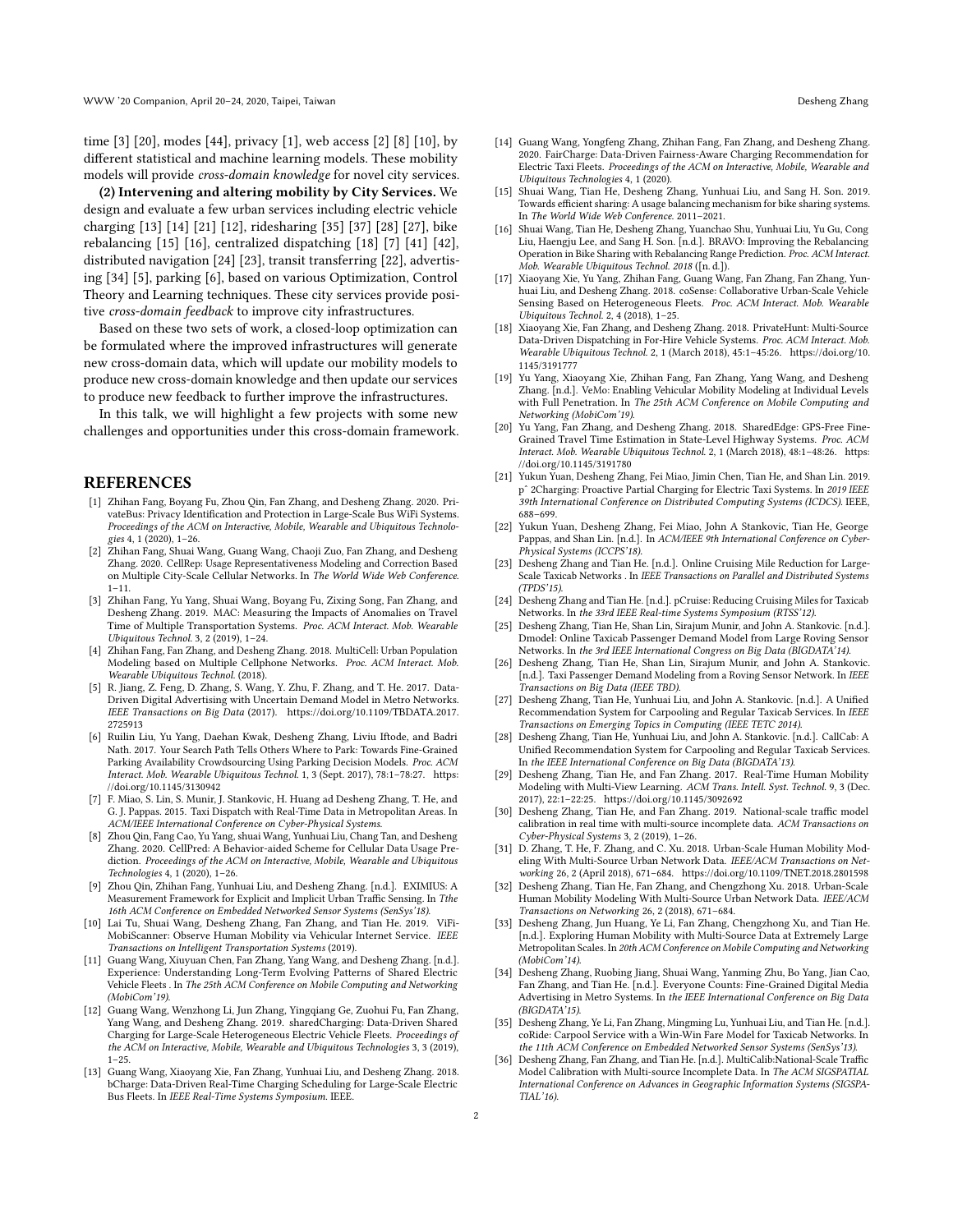time [3] [20], modes [44], privacy [1], web access [2] [8] [10], by different statistical and machine learning models. These mobility models will provide *cross-domain knowledge* for novel city services.

**(2) Intervening and altering mobility by City Services.** We design and evaluate a few urban services including electric vehicle charging [13] [14] [21] [12], ridesharing [35] [37] [28] [27], bike rebalancing [15] [16], centralized dispatching [18] [7] [41] [42], distributed navigation [24] [23], transit transferring [22], advertising [34] [5], parking [6], based on various Optimization, Control Theory and Learning techniques. These city services provide positive *cross-domain feedback* to improve city infrastructures.

Based on these two sets of work, a closed-loop optimization can be formulated where the improved infrastructures will generate new cross-domain data, which will update our mobility models to produce new cross-domain knowledge and then update our services to produce new feedback to further improve the infrastructures.

In this talk, we will highlight a few projects with some new challenges and opportunities under this cross-domain framework.

## REFERENCES

- [1] Zhihan Fang, Boyang Fu, Zhou Qin, Fan Zhang, and Desheng Zhang. 2020. PrivateBus: Privacy Identification and Protection in Large-Scale Bus WiFi Systems. *Proceedings of the ACM on Interactive, Mobile, Wearable and Ubiquitous Technologies* 4, 1 (2020), 1–26.
- [2] Zhihan Fang, Shuai Wang, Guang Wang, Chaoji Zuo, Fan Zhang, and Desheng Zhang. 2020. CellRep: Usage Representativeness Modeling and Correction Based on Multiple City-Scale Cellular Networks. In *The World Wide Web Conference*. 1–11.
- [3] Zhihan Fang, Yu Yang, Shuai Wang, Boyang Fu, Zixing Song, Fan Zhang, and Desheng Zhang. 2019. MAC: Measuring the Impacts of Anomalies on Travel Time of Multiple Transportation Systems. *Proc. ACM Interact. Mob. Wearable Ubiquitous Technol.* 3, 2 (2019), 1–24.
- [4] Zhihan Fang, Fan Zhang, and Desheng Zhang. 2018. MultiCell: Urban Population Modeling based on Multiple Cellphone Networks. *Proc. ACM Interact. Mob. Wearable Ubiquitous Technol.* (2018).
- [5] R. Jiang, Z. Feng, D. Zhang, S. Wang, Y. Zhu, F. Zhang, and T. He. 2017. Data-Driven Digital Advertising with Uncertain Demand Model in Metro Networks. *IEEE Transactions on Big Data* (2017). https://doi.org/10.1109/TBDATA.2017.2725913
- [6] Ruilin Liu, Yu Yang, Daehan Kwak, Desheng Zhang, Liviu Iftode, and Badri Nath. 2017. Your Search Path Tells Others Where to Park: Towards Fine-Grained Parking Availability Crowdsourcing Using Parking Decision Models. *Proc. ACM Interact. Mob. Wearable Ubiquitous Technol.* 1, 3 (Sept. 2017), 78:1–78:27. https://doi.org/10.1145/3130942
- [7] F. Miao, S. Lin, S. Munir, J. Stankovic, H. Huang ad Desheng Zhang, T. He, and G. J. Pappas. 2015. Taxi Dispatch with Real-Time Data in Metropolitan Areas. In *ACM/IEEE International Conference on Cyber-Physical Systems*.
- [8] Zhou Qin, Fang Cao, Yu Yang, shuai Wang, Yunhuai Liu, Chang Tan, and Desheng Zhang. 2020. CellPred: A Behavior-aided Scheme for Cellular Data Usage Prediction. *Proceedings of the ACM on Interactive, Mobile, Wearable and Ubiquitous Technologies* 4, 1 (2020), 1–26.
- [9] Zhou Qin, Zhihan Fang, Yunhuai Liu, and Desheng Zhang. [n.d.]. EXIMIUS: A Measurement Framework for Explicit and Implicit Urban Traffic Sensing. In *Tthe 16th ACM Conference on Embedded Networked Sensor Systems (SenSys'18)*.
- [10] Lai Tu, Shuai Wang, Desheng Zhang, Fan Zhang, and Tian He. 2019. ViFi-MobiScanner: Observe Human Mobility via Vehicular Internet Service. *IEEE Transactions on Intelligent Transportation Systems* (2019).
- [11] Guang Wang, Xiuyuan Chen, Fan Zhang, Yang Wang, and Desheng Zhang. [n.d.]. Experience: Understanding Long-Term Evolving Patterns of Shared Electric Vehicle Fleets . In *The 25th ACM Conference on Mobile Computing and Networking (MobiCom'19)*.
- [12] Guang Wang, Wenzhong Li, Jun Zhang, Yingqiang Ge, Zuohui Fu, Fan Zhang, Yang Wang, and Desheng Zhang. 2019. sharedCharging: Data-Driven Shared Charging for Large-Scale Heterogeneous Electric Vehicle Fleets. *Proceedings of the ACM on Interactive, Mobile, Wearable and Ubiquitous Technologies* 3, 3 (2019), 1–25.
- [13] Guang Wang, Xiaoyang Xie, Fan Zhang, Yunhuai Liu, and Desheng Zhang. 2018. bCharge: Data-Driven Real-Time Charging Scheduling for Large-Scale Electric Bus Fleets. In *IEEE Real-Time Systems Symposium*. IEEE.
- [14] Guang Wang, Yongfeng Zhang, Zhihan Fang, Fan Zhang, and Desheng Zhang. 2020. FairCharge: Data-Driven Fairness-Aware Charging Recommendation for Electric Taxi Fleets. *Proceedings of the ACM on Interactive, Mobile, Wearable and Ubiquitous Technologies* 4, 1 (2020).
- [15] Shuai Wang, Tian He, Desheng Zhang, Yunhuai Liu, and Sang H. Son. 2019. Towards efficient sharing: A usage balancing mechanism for bike sharing systems. In *The World Wide Web Conference*. 2011–2021.
- [16] Shuai Wang, Tian He, Desheng Zhang, Yuanchao Shu, Yunhuai Liu, Yu Gu, Cong Liu, Haengju Lee, and Sang H. Son. [n.d.]. BRAVO: Improving the Rebalancing Operation in Bike Sharing with Rebalancing Range Prediction. *Proc. ACM Interact. Mob. Wearable Ubiquitous Technol. 2018* ([n. d.]).
- [17] Xiaoyang Xie, Yu Yang, Zhihan Fang, Guang Wang, Fan Zhang, Fan Zhang, Yunhuai Liu, and Desheng Zhang. 2018. coSense: Collaborative Urban-Scale Vehicle Sensing Based on Heterogeneous Fleets. *Proc. ACM Interact. Mob. Wearable Ubiquitous Technol.* 2, 4 (2018), 1–25.
- [18] Xiaoyang Xie, Fan Zhang, and Desheng Zhang. 2018. PrivateHunt: Multi-Source Data-Driven Dispatching in For-Hire Vehicle Systems. *Proc. ACM Interact. Mob. Wearable Ubiquitous Technol.* 2, 1 (March 2018), 45:1–45:26. https://doi.org/10.1145/3191777
- [19] Yu Yang, Xiaoyang Xie, Zhihan Fang, Fan Zhang, Yang Wang, and Desheng Zhang. [n.d.]. VeMo: Enabling Vehicular Mobility Modeling at Individual Levels with Full Penetration. In *The 25th ACM Conference on Mobile Computing and Networking (MobiCom'19)*.
- [20] Yu Yang, Fan Zhang, and Desheng Zhang. 2018. SharedEdge: GPS-Free Fine-Grained Travel Time Estimation in State-Level Highway Systems. *Proc. ACM Interact. Mob. Wearable Ubiquitous Technol.* 2, 1 (March 2018), 48:1–48:26. https://doi.org/10.1145/3191780
- [21] Yukun Yuan, Desheng Zhang, Fei Miao, Jimin Chen, Tian He, and Shan Lin. 2019. pˆ 2Charging: Proactive Partial Charging for Electric Taxi Systems. In *2019 IEEE 39th International Conference on Distributed Computing Systems (ICDCS)*. IEEE, 688–699.
- [22] Yukun Yuan, Desheng Zhang, Fei Miao, John A Stankovic, Tian He, George Pappas, and Shan Lin. [n.d.]. In *ACM/IEEE 9th International Conference on Cyber-Physical Systems (ICCPS'18)*.
- [23] Desheng Zhang and Tian He. [n.d.]. Online Cruising Mile Reduction for Large-Scale Taxicab Networks . In *IEEE Transactions on Parallel and Distributed Systems (TPDS'15)*.
- [24] Desheng Zhang and Tian He. [n.d.]. pCruise: Reducing Cruising Miles for Taxicab Networks. In *the 33rd IEEE Real-time Systems Symposium (RTSS'12)*.
- [25] Desheng Zhang, Tian He, Shan Lin, Sirajum Munir, and John A. Stankovic. [n.d.]. Dmodel: Online Taxicab Passenger Demand Model from Large Roving Sensor Networks. In *the 3rd IEEE International Congress on Big Data (BIGDATA'14)*.
- [26] Desheng Zhang, Tian He, Shan Lin, Sirajum Munir, and John A. Stankovic. [n.d.]. Taxi Passenger Demand Modeling from a Roving Sensor Network. In *IEEE Transactions on Big Data (IEEE TBD)*.
- [27] Desheng Zhang, Tian He, Yunhuai Liu, and John A. Stankovic. [n.d.]. A Unified Recommendation System for Carpooling and Regular Taxicab Services. In *IEEE Transactions on Emerging Topics in Computing (IEEE TETC 2014)*.
- [28] Desheng Zhang, Tian He, Yunhuai Liu, and John A. Stankovic. [n.d.]. CallCab: A Unified Recommendation System for Carpooling and Regular Taxicab Services. In *the IEEE International Conference on Big Data (BIGDATA'13)*.
- [29] Desheng Zhang, Tian He, and Fan Zhang. 2017. Real-Time Human Mobility Modeling with Multi-View Learning. *ACM Trans. Intell. Syst. Technol.* 9, 3 (Dec. 2017), 22:1–22:25. https://doi.org/10.1145/3092692
- [30] Desheng Zhang, Tian He, and Fan Zhang. 2019. National-scale traffic model calibration in real time with multi-source incomplete data. *ACM Transactions on Cyber-Physical Systems* 3, 2 (2019), 1–26.
- [31] D. Zhang, T. He, F. Zhang, and C. Xu. 2018. Urban-Scale Human Mobility Modeling With Multi-Source Urban Network Data. *IEEE/ACM Transactions on Networking* 26, 2 (April 2018), 671–684. https://doi.org/10.1109/TNET.2018.2801598
- [32] Desheng Zhang, Tian He, Fan Zhang, and Chengzhong Xu. 2018. Urban-Scale Human Mobility Modeling With Multi-Source Urban Network Data. *IEEE/ACM Transactions on Networking* 26, 2 (2018), 671–684.
- [33] Desheng Zhang, Jun Huang, Ye Li, Fan Zhang, Chengzhong Xu, and Tian He. [n.d.]. Exploring Human Mobility with Multi-Source Data at Extremely Large Metropolitan Scales. In *20th ACM Conference on Mobile Computing and Networking (MobiCom'14)*.
- [34] Desheng Zhang, Ruobing Jiang, Shuai Wang, Yanming Zhu, Bo Yang, Jian Cao, Fan Zhang, and Tian He. [n.d.]. Everyone Counts: Fine-Grained Digital Media Advertising in Metro Systems. In *the IEEE International Conference on Big Data (BIGDATA'15)*.
- [35] Desheng Zhang, Ye Li, Fan Zhang, Mingming Lu, Yunhuai Liu, and Tian He. [n.d.]. coRide: Carpool Service with a Win-Win Fare Model for Taxicab Networks. In *the 11th ACM Conference on Embedded Networked Sensor Systems (SenSys'13)*.
- [36] Desheng Zhang, Fan Zhang, and Tian He. [n.d.]. MultiCalib:National-Scale Traffic Model Calibration with Multi-source Incomplete Data. In *The ACM SIGSPATIAL International Conference on Advances in Geographic Information Systems (SIGSPATIAL'16)*.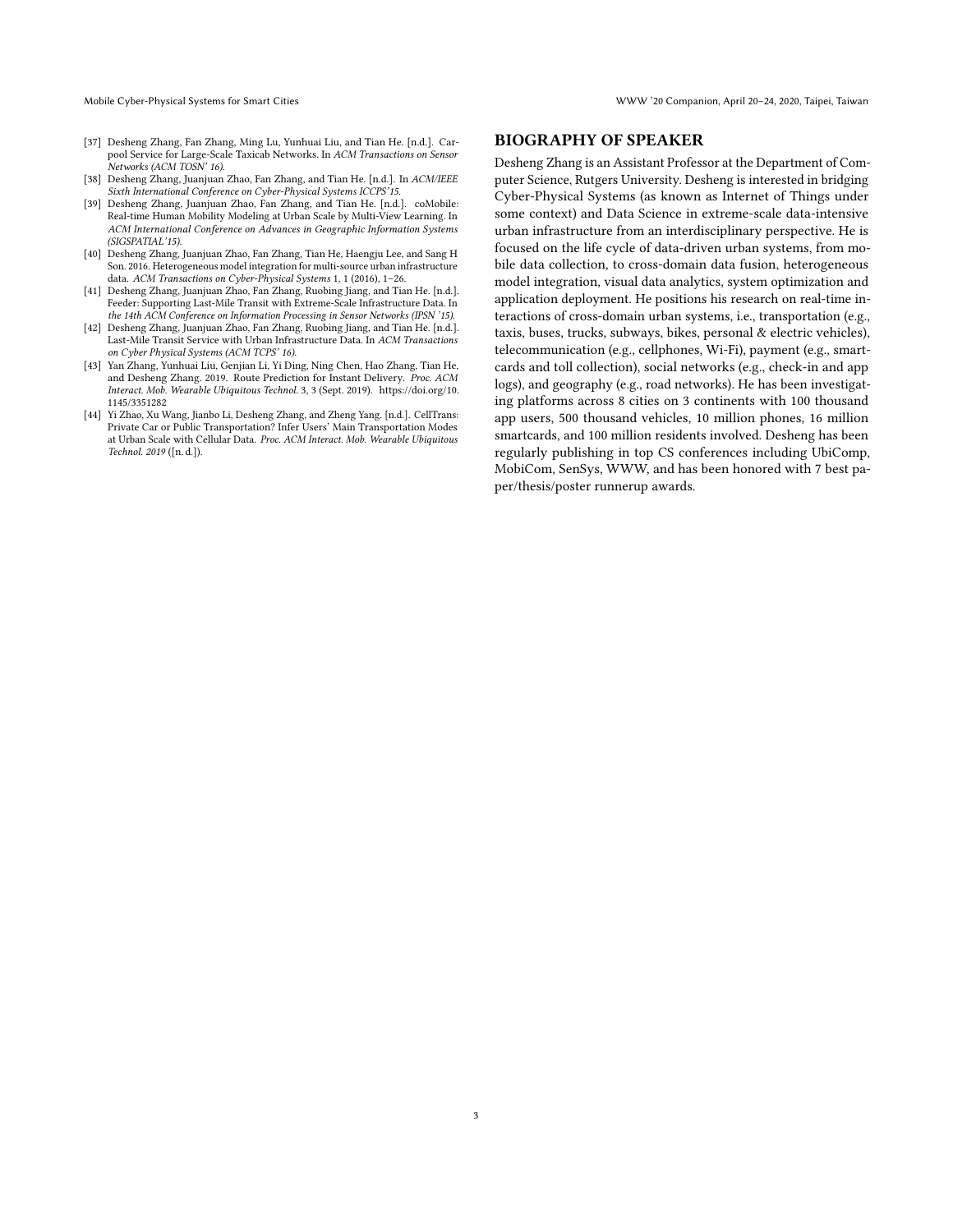[37] Desheng Zhang, Fan Zhang, Ming Lu, Yunhuai Liu, and Tian He. [n.d.]. Carpool Service for Large-Scale Taxicab Networks. In *ACM Transactions on Sensor Networks (ACM TOSN' 16)*.

[38] Desheng Zhang, Juanjuan Zhao, Fan Zhang, and Tian He. [n.d.]. In *ACM/IEEE Sixth International Conference on Cyber-Physical Systems ICCPS'15*.

[39] Desheng Zhang, Juanjuan Zhao, Fan Zhang, and Tian He. [n.d.]. coMobile: Real-time Human Mobility Modeling at Urban Scale by Multi-View Learning. In *ACM International Conference on Advances in Geographic Information Systems (SIGSPATIAL'15)*.

[40] Desheng Zhang, Juanjuan Zhao, Fan Zhang, Tian He, Haengju Lee, and Sang H Son. 2016. Heterogeneous model integration for multi-source urban infrastructure data. *ACM Transactions on Cyber-Physical Systems* 1, 1 (2016), 1–26.

[41] Desheng Zhang, Juanjuan Zhao, Fan Zhang, Ruobing Jiang, and Tian He. [n.d.]. Feeder: Supporting Last-Mile Transit with Extreme-Scale Infrastructure Data. In *the 14th ACM Conference on Information Processing in Sensor Networks (IPSN '15)*.

[42] Desheng Zhang, Juanjuan Zhao, Fan Zhang, Ruobing Jiang, and Tian He. [n.d.]. Last-Mile Transit Service with Urban Infrastructure Data. In *ACM Transactions on Cyber Physical Systems (ACM TCPS' 16)*.

[43] Yan Zhang, Yunhuai Liu, Genjian Li, Yi Ding, Ning Chen, Hao Zhang, Tian He, and Desheng Zhang. 2019. Route Prediction for Instant Delivery. *Proc. ACM Interact. Mob. Wearable Ubiquitous Technol.* 3, 3 (Sept. 2019). https://doi.org/10.1145/3351282

[44] Yi Zhao, Xu Wang, Jianbo Li, Desheng Zhang, and Zheng Yang. [n.d.]. CellTrans: Private Car or Public Transportation? Infer Users' Main Transportation Modes at Urban Scale with Cellular Data. *Proc. ACM Interact. Mob. Wearable Ubiquitous Technol. 2019* ([n. d.]).

## BIOGRAPHY OF SPEAKER

Desheng Zhang is an Assistant Professor at the Department of Computer Science, Rutgers University. Desheng is interested in bridging Cyber-Physical Systems (as known as Internet of Things under some context) and Data Science in extreme-scale data-intensive urban infrastructure from an interdisciplinary perspective. He is focused on the life cycle of data-driven urban systems, from mobile data collection, to cross-domain data fusion, heterogeneous model integration, visual data analytics, system optimization and application deployment. He positions his research on real-time interactions of cross-domain urban systems, i.e., transportation (e.g., taxis, buses, trucks, subways, bikes, personal & electric vehicles), telecommunication (e.g., cellphones, Wi-Fi), payment (e.g., smartcards and toll collection), social networks (e.g., check-in and app logs), and geography (e.g., road networks). He has been investigating platforms across 8 cities on 3 continents with 100 thousand app users, 500 thousand vehicles, 10 million phones, 16 million smartcards, and 100 million residents involved. Desheng has been regularly publishing in top CS conferences including UbiComp, MobiCom, SenSys, WWW, and has been honored with 7 best paper/thesis/poster runnerup awards.